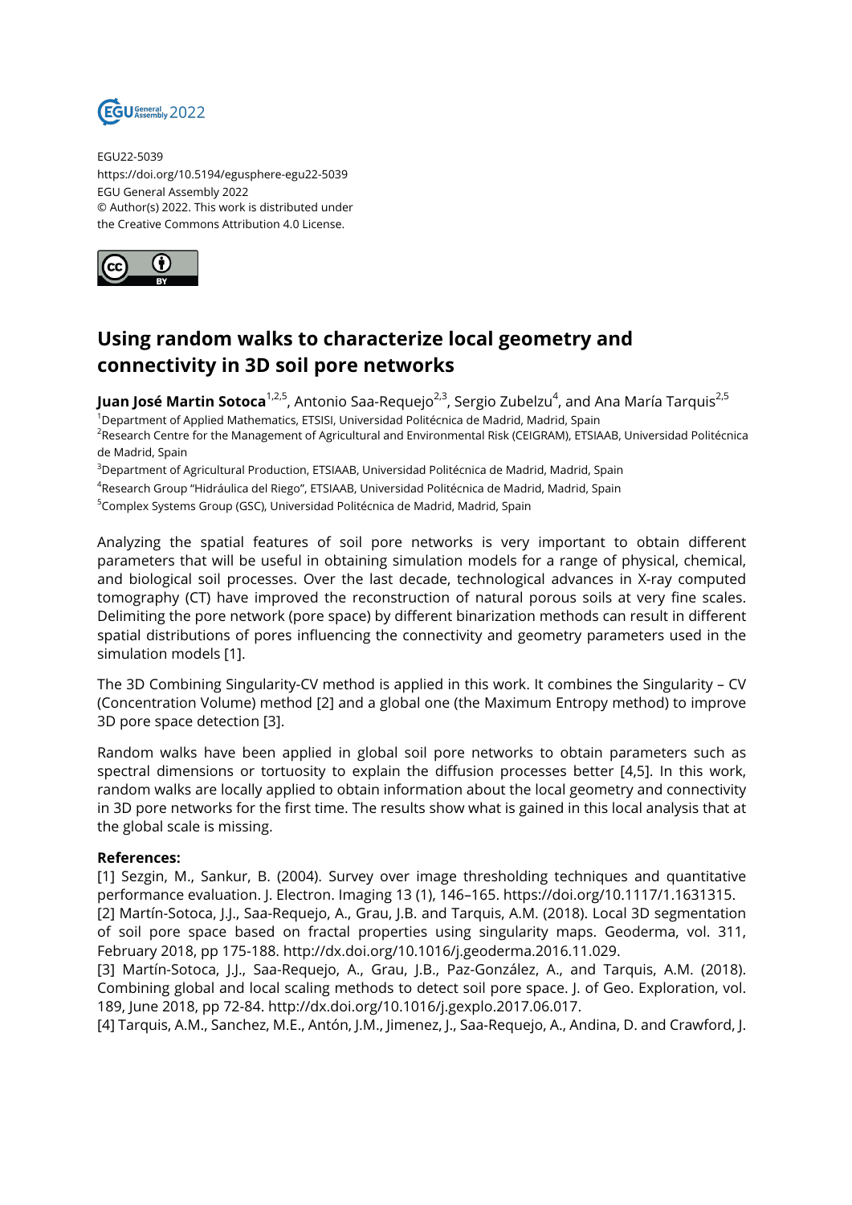EGU22-5039
https://doi.org/10.5194/egusphere-egu22-5039
EGU General Assembly 2022
© Author(s) 2022. This work is distributed under the Creative Commons Attribution 4.0 License.

# Using random walks to characterize local geometry and connectivity in 3D soil pore networks

**Juan José Martin Sotoca**[1,2,5], Antonio Saa-Requejo[2,3], Sergio Zubelzu[4], and Ana María Tarquis[2,5]

[1]Department of Applied Mathematics, ETSISI, Universidad Politécnica de Madrid, Madrid, Spain
[2]Research Centre for the Management of Agricultural and Environmental Risk (CEIGRAM), ETSIAAB, Universidad Politécnica de Madrid, Spain
[3]Department of Agricultural Production, ETSIAAB, Universidad Politécnica de Madrid, Madrid, Spain
[4]Research Group "Hidráulica del Riego", ETSIAAB, Universidad Politécnica de Madrid, Madrid, Spain
[5]Complex Systems Group (GSC), Universidad Politécnica de Madrid, Madrid, Spain

Analyzing the spatial features of soil pore networks is very important to obtain different parameters that will be useful in obtaining simulation models for a range of physical, chemical, and biological soil processes. Over the last decade, technological advances in X-ray computed tomography (CT) have improved the reconstruction of natural porous soils at very fine scales. Delimiting the pore network (pore space) by different binarization methods can result in different spatial distributions of pores influencing the connectivity and geometry parameters used in the simulation models [1].

The 3D Combining Singularity-CV method is applied in this work. It combines the Singularity – CV (Concentration Volume) method [2] and a global one (the Maximum Entropy method) to improve 3D pore space detection [3].

Random walks have been applied in global soil pore networks to obtain parameters such as spectral dimensions or tortuosity to explain the diffusion processes better [4,5]. In this work, random walks are locally applied to obtain information about the local geometry and connectivity in 3D pore networks for the first time. The results show what is gained in this local analysis that at the global scale is missing.

**References:**

[1] Sezgin, M., Sankur, B. (2004). Survey over image thresholding techniques and quantitative performance evaluation. J. Electron. Imaging 13 (1), 146–165. https://doi.org/10.1117/1.1631315.
[2] Martín-Sotoca, J.J., Saa-Requejo, A., Grau, J.B. and Tarquis, A.M. (2018). Local 3D segmentation of soil pore space based on fractal properties using singularity maps. Geoderma, vol. 311, February 2018, pp 175-188. http://dx.doi.org/10.1016/j.geoderma.2016.11.029.
[3] Martín-Sotoca, J.J., Saa-Requejo, A., Grau, J.B., Paz-González, A., and Tarquis, A.M. (2018). Combining global and local scaling methods to detect soil pore space. J. of Geo. Exploration, vol. 189, June 2018, pp 72-84. http://dx.doi.org/10.1016/j.gexplo.2017.06.017.
[4] Tarquis, A.M., Sanchez, M.E., Antón, J.M., Jimenez, J., Saa-Requejo, A., Andina, D. and Crawford, J.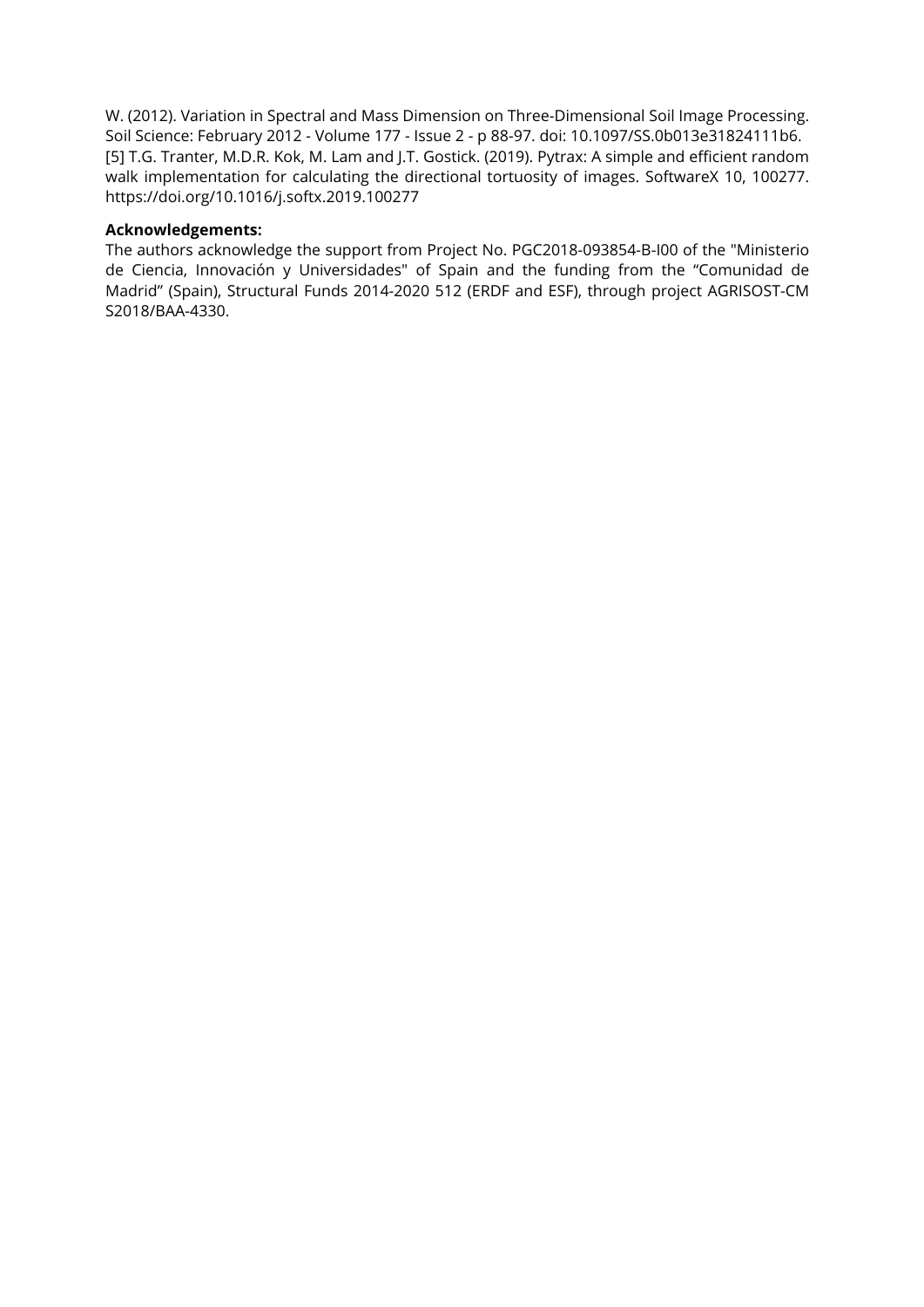W. (2012). Variation in Spectral and Mass Dimension on Three-Dimensional Soil Image Processing. Soil Science: February 2012 - Volume 177 - Issue 2 - p 88-97. doi: 10.1097/SS.0b013e31824111b6.
[5] T.G. Tranter, M.D.R. Kok, M. Lam and J.T. Gostick. (2019). Pytrax: A simple and efficient random walk implementation for calculating the directional tortuosity of images. SoftwareX 10, 100277. https://doi.org/10.1016/j.softx.2019.100277

**Acknowledgements:**
The authors acknowledge the support from Project No. PGC2018-093854-B-I00 of the "Ministerio de Ciencia, Innovación y Universidades" of Spain and the funding from the “Comunidad de Madrid” (Spain), Structural Funds 2014-2020 512 (ERDF and ESF), through project AGRISOST-CM S2018/BAA-4330.